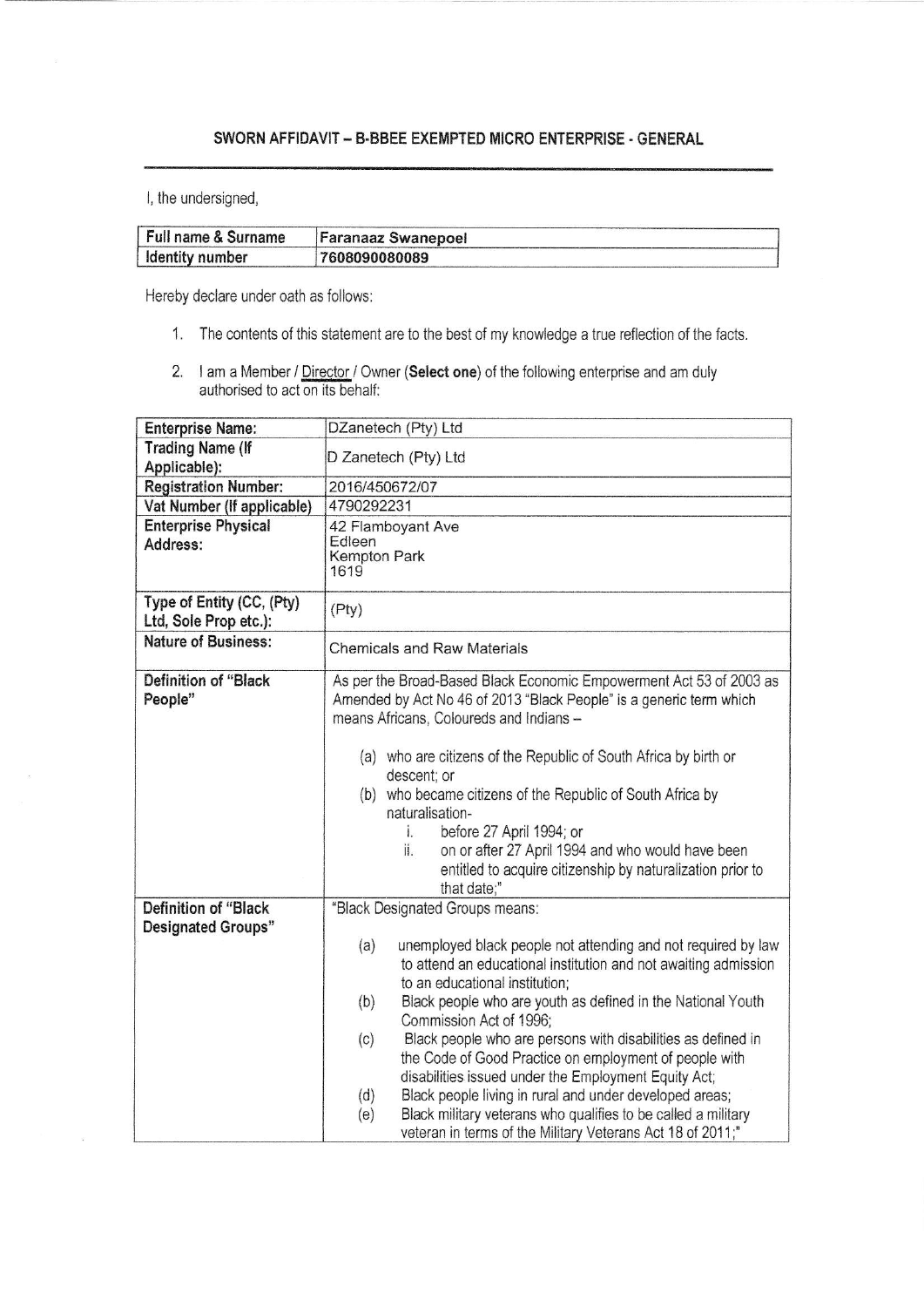## SWORN AFFIDAVIT – B-BBEE EXEMPTED MICRO ENTERPRISE - GENERAL

I, the undersigned,

| Full name & Surname | Faranaaz Swanepoel |
|---|---|
| Identity number | 7608090080089 |

Hereby declare under oath as follows:

1. The contents of this statement are to the best of my knowledge a true reflection of the facts.

2. I am a Member / <u>Director</u> / Owner (**Select one**) of the following enterprise and am duly authorised to act on its behalf:

| Enterprise Name: | DZanetech (Pty) Ltd |
|---|---|
| Trading Name (If Applicable): | D Zanetech (Pty) Ltd |
| Registration Number: | 2016/450672/07 |
| Vat Number (If applicable) | 4790292231 |
| Enterprise Physical Address: | 42 Flamboyant Ave<br>Edleen<br>Kempton Park<br>1619 |
| Type of Entity (CC, (Pty) Ltd, Sole Prop etc.): | (Pty) |
| Nature of Business: | Chemicals and Raw Materials |
| Definition of "Black People" | As per the Broad-Based Black Economic Empowerment Act 53 of 2003 as Amended by Act No 46 of 2013 "Black People" is a generic term which means Africans, Coloureds and Indians –<br>(a) who are citizens of the Republic of South Africa by birth or descent; or<br>(b) who became citizens of the Republic of South Africa by naturalisation-<br>i. before 27 April 1994; or<br>ii. on or after 27 April 1994 and who would have been entitled to acquire citizenship by naturalization prior to that date;" |
| Definition of "Black Designated Groups" | "Black Designated Groups means:<br>(a) unemployed black people not attending and not required by law to attend an educational institution and not awaiting admission to an educational institution;<br>(b) Black people who are youth as defined in the National Youth Commission Act of 1996;<br>(c) Black people who are persons with disabilities as defined in the Code of Good Practice on employment of people with disabilities issued under the Employment Equity Act;<br>(d) Black people living in rural and under developed areas;<br>(e) Black military veterans who qualifies to be called a military veteran in terms of the Military Veterans Act 18 of 2011;" |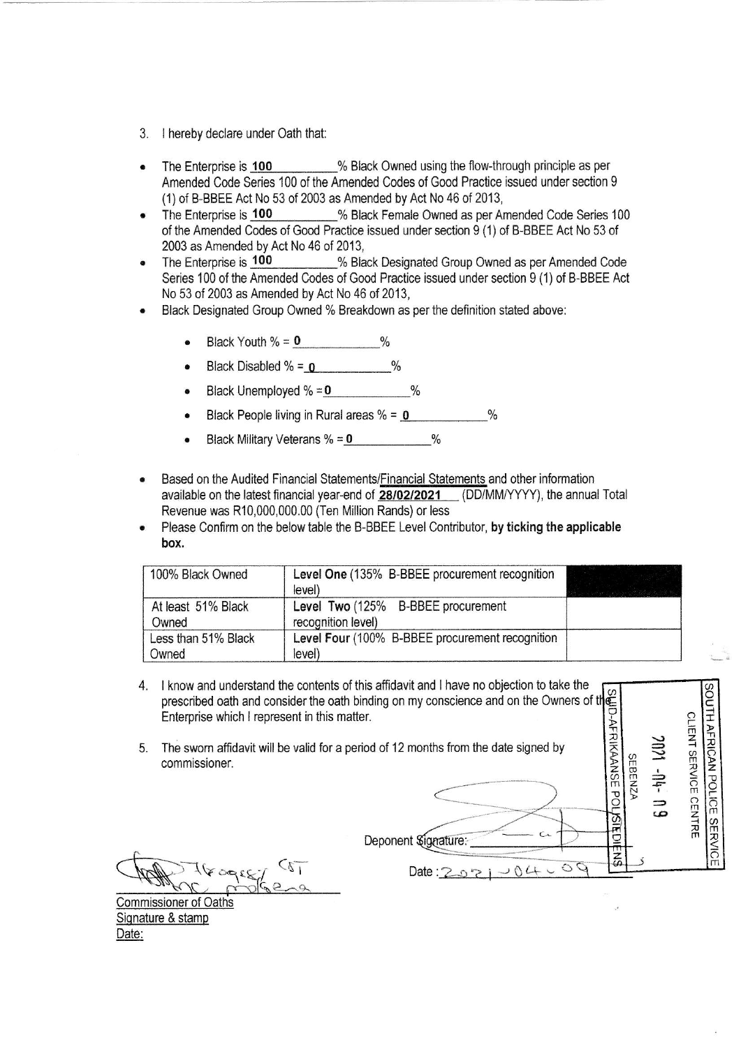3. I hereby declare under Oath that:

- The Enterprise is **100** % Black Owned using the flow-through principle as per Amended Code Series 100 of the Amended Codes of Good Practice issued under section 9 (1) of B-BBEE Act No 53 of 2003 as Amended by Act No 46 of 2013,
- The Enterprise is **100** % Black Female Owned as per Amended Code Series 100 of the Amended Codes of Good Practice issued under section 9 (1) of B-BBEE Act No 53 of 2003 as Amended by Act No 46 of 2013,
- The Enterprise is **100** % Black Designated Group Owned as per Amended Code Series 100 of the Amended Codes of Good Practice issued under section 9 (1) of B-BBEE Act No 53 of 2003 as Amended by Act No 46 of 2013,
- Black Designated Group Owned % Breakdown as per the definition stated above:
  - Black Youth % = **0** %
  - Black Disabled % = **0** %
  - Black Unemployed % = **0** %
  - Black People living in Rural areas % = **0** %
  - Black Military Veterans % = **0** %
- Based on the Audited Financial Statements/Financial Statements and other information available on the latest financial year-end of **28/02/2021** (DD/MM/YYYY), the annual Total Revenue was R10,000,000.00 (Ten Million Rands) or less
- Please Confirm on the below table the B-BBEE Level Contributor, **by ticking the applicable box.**

| | | |
|---|---|---|
| 100% Black Owned | **Level One** (135% B-BBEE procurement recognition level) | ■ |
| At least 51% Black Owned | **Level Two** (125% B-BBEE procurement recognition level) | |
| Less than 51% Black Owned | **Level Four** (100% B-BBEE procurement recognition level) | |

4. I know and understand the contents of this affidavit and I have no objection to take the prescribed oath and consider the oath binding on my conscience and on the Owners of the Enterprise which I represent in this matter.

5. The sworn affidavit will be valid for a period of 12 months from the date signed by commissioner.

SOUTH AFRICAN POLICE SERVICE
CLIENT SERVICE CENTRE
2021 -04- 09
SEBENZA
SUID-AFRIKAANSE POLISIEDIENS

Deponent Signature: ______________

Date: 2021-04-09

Commissioner of Oaths
Signature & stamp
Date: